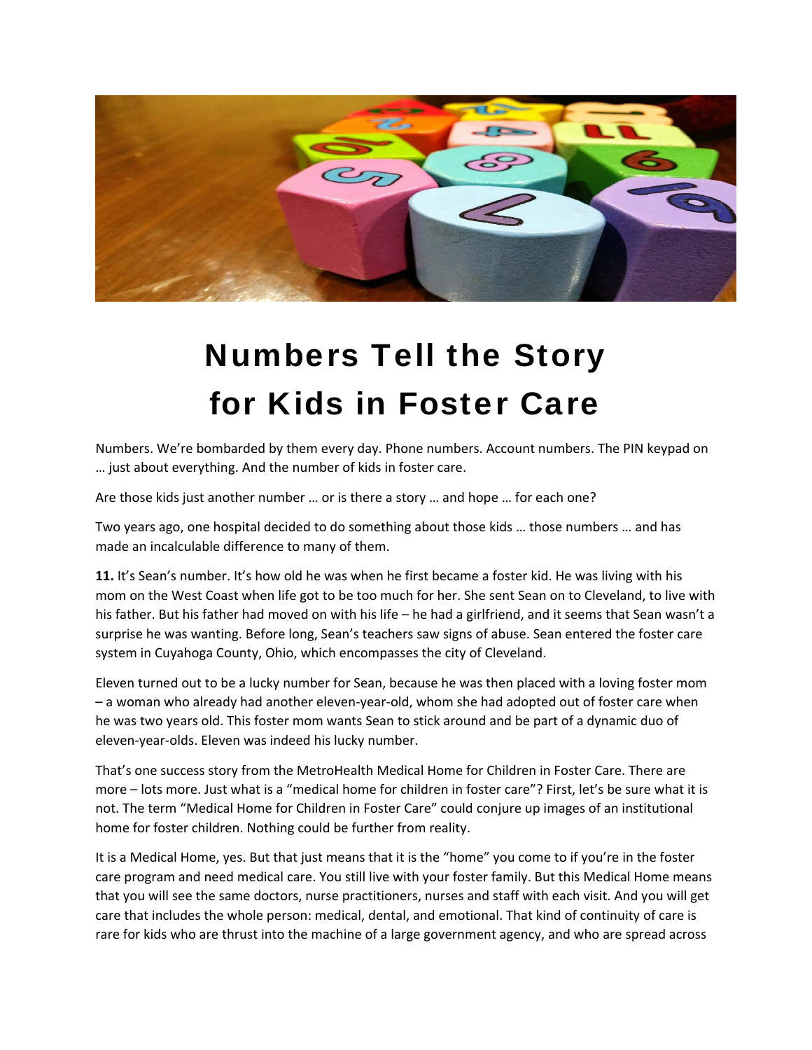# Numbers Tell the Story for Kids in Foster Care

Numbers. We're bombarded by them every day. Phone numbers. Account numbers. The PIN keypad on … just about everything. And the number of kids in foster care.

Are those kids just another number … or is there a story … and hope … for each one?

Two years ago, one hospital decided to do something about those kids … those numbers … and has made an incalculable difference to many of them.

**11.** It's Sean's number. It's how old he was when he first became a foster kid. He was living with his mom on the West Coast when life got to be too much for her. She sent Sean on to Cleveland, to live with his father. But his father had moved on with his life – he had a girlfriend, and it seems that Sean wasn't a surprise he was wanting. Before long, Sean's teachers saw signs of abuse. Sean entered the foster care system in Cuyahoga County, Ohio, which encompasses the city of Cleveland.

Eleven turned out to be a lucky number for Sean, because he was then placed with a loving foster mom – a woman who already had another eleven-year-old, whom she had adopted out of foster care when he was two years old. This foster mom wants Sean to stick around and be part of a dynamic duo of eleven-year-olds. Eleven was indeed his lucky number.

That's one success story from the MetroHealth Medical Home for Children in Foster Care. There are more – lots more. Just what is a "medical home for children in foster care"? First, let's be sure what it is not. The term "Medical Home for Children in Foster Care" could conjure up images of an institutional home for foster children. Nothing could be further from reality.

It is a Medical Home, yes. But that just means that it is the "home" you come to if you're in the foster care program and need medical care. You still live with your foster family. But this Medical Home means that you will see the same doctors, nurse practitioners, nurses and staff with each visit. And you will get care that includes the whole person: medical, dental, and emotional. That kind of continuity of care is rare for kids who are thrust into the machine of a large government agency, and who are spread across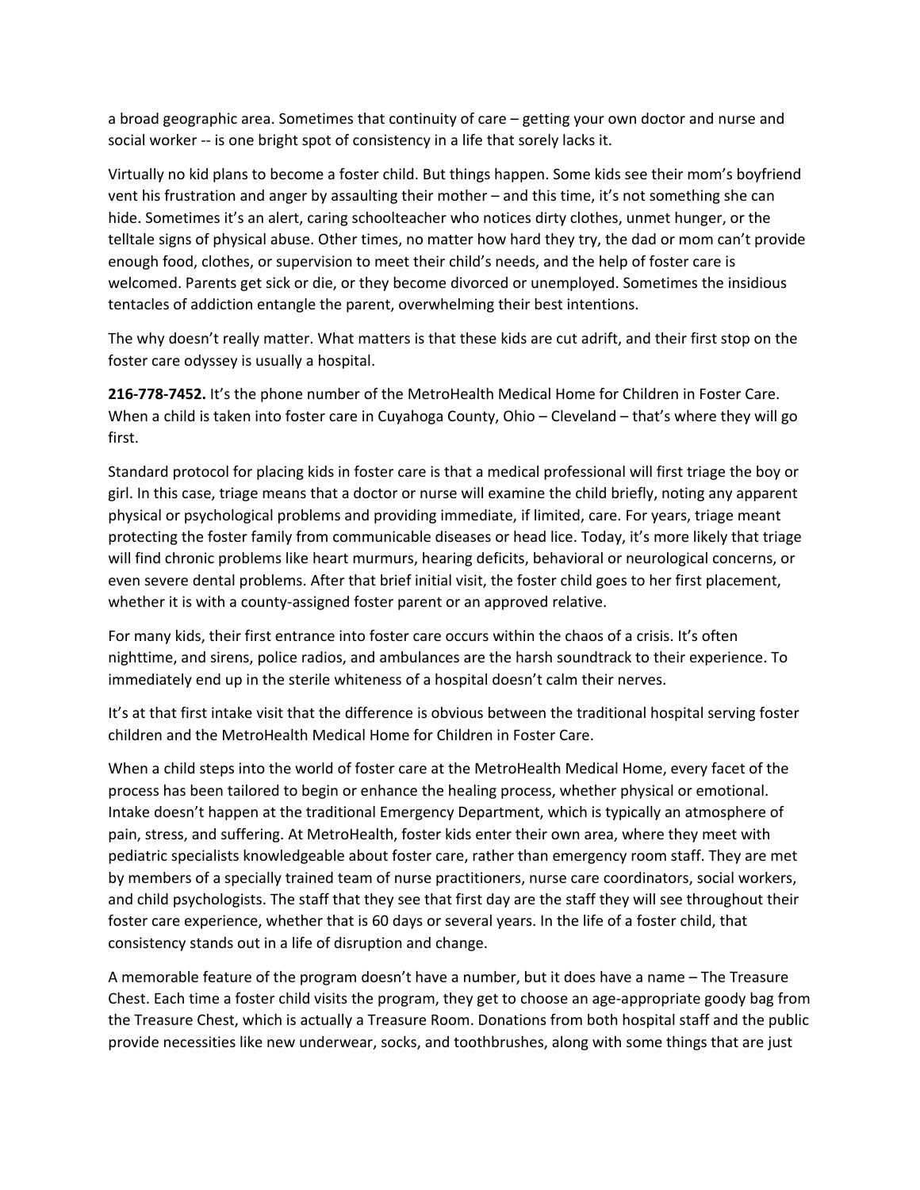a broad geographic area. Sometimes that continuity of care – getting your own doctor and nurse and social worker -- is one bright spot of consistency in a life that sorely lacks it.

Virtually no kid plans to become a foster child. But things happen. Some kids see their mom's boyfriend vent his frustration and anger by assaulting their mother – and this time, it's not something she can hide. Sometimes it's an alert, caring schoolteacher who notices dirty clothes, unmet hunger, or the telltale signs of physical abuse. Other times, no matter how hard they try, the dad or mom can't provide enough food, clothes, or supervision to meet their child's needs, and the help of foster care is welcomed. Parents get sick or die, or they become divorced or unemployed. Sometimes the insidious tentacles of addiction entangle the parent, overwhelming their best intentions.

The why doesn't really matter. What matters is that these kids are cut adrift, and their first stop on the foster care odyssey is usually a hospital.

**216-778-7452.** It's the phone number of the MetroHealth Medical Home for Children in Foster Care. When a child is taken into foster care in Cuyahoga County, Ohio – Cleveland – that's where they will go first.

Standard protocol for placing kids in foster care is that a medical professional will first triage the boy or girl. In this case, triage means that a doctor or nurse will examine the child briefly, noting any apparent physical or psychological problems and providing immediate, if limited, care. For years, triage meant protecting the foster family from communicable diseases or head lice. Today, it's more likely that triage will find chronic problems like heart murmurs, hearing deficits, behavioral or neurological concerns, or even severe dental problems. After that brief initial visit, the foster child goes to her first placement, whether it is with a county-assigned foster parent or an approved relative.

For many kids, their first entrance into foster care occurs within the chaos of a crisis. It's often nighttime, and sirens, police radios, and ambulances are the harsh soundtrack to their experience. To immediately end up in the sterile whiteness of a hospital doesn't calm their nerves.

It's at that first intake visit that the difference is obvious between the traditional hospital serving foster children and the MetroHealth Medical Home for Children in Foster Care.

When a child steps into the world of foster care at the MetroHealth Medical Home, every facet of the process has been tailored to begin or enhance the healing process, whether physical or emotional. Intake doesn't happen at the traditional Emergency Department, which is typically an atmosphere of pain, stress, and suffering. At MetroHealth, foster kids enter their own area, where they meet with pediatric specialists knowledgeable about foster care, rather than emergency room staff. They are met by members of a specially trained team of nurse practitioners, nurse care coordinators, social workers, and child psychologists. The staff that they see that first day are the staff they will see throughout their foster care experience, whether that is 60 days or several years. In the life of a foster child, that consistency stands out in a life of disruption and change.

A memorable feature of the program doesn't have a number, but it does have a name – The Treasure Chest. Each time a foster child visits the program, they get to choose an age-appropriate goody bag from the Treasure Chest, which is actually a Treasure Room. Donations from both hospital staff and the public provide necessities like new underwear, socks, and toothbrushes, along with some things that are just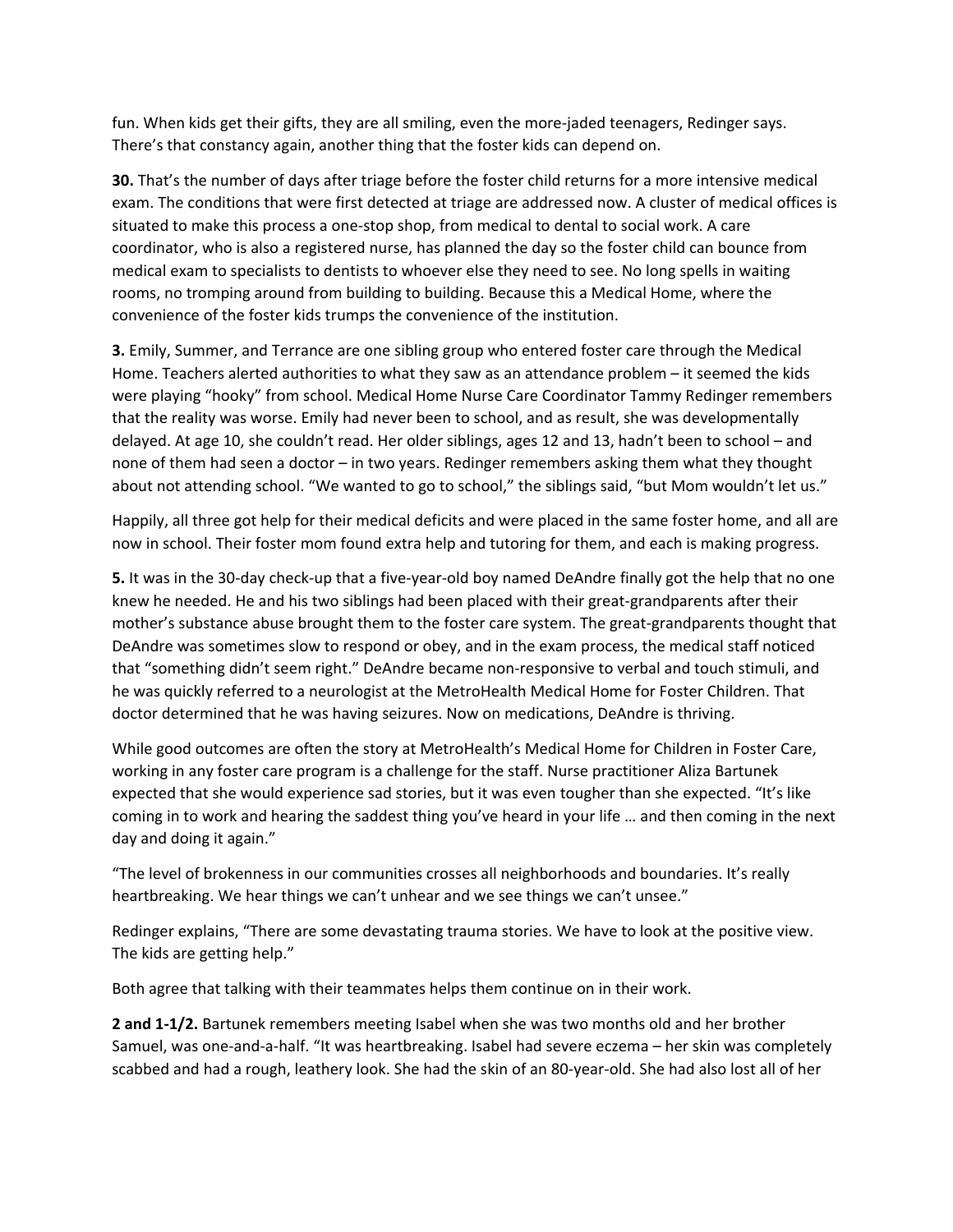fun. When kids get their gifts, they are all smiling, even the more-jaded teenagers, Redinger says. There's that constancy again, another thing that the foster kids can depend on.

**30.** That's the number of days after triage before the foster child returns for a more intensive medical exam. The conditions that were first detected at triage are addressed now. A cluster of medical offices is situated to make this process a one-stop shop, from medical to dental to social work. A care coordinator, who is also a registered nurse, has planned the day so the foster child can bounce from medical exam to specialists to dentists to whoever else they need to see. No long spells in waiting rooms, no tromping around from building to building. Because this a Medical Home, where the convenience of the foster kids trumps the convenience of the institution.

**3.** Emily, Summer, and Terrance are one sibling group who entered foster care through the Medical Home. Teachers alerted authorities to what they saw as an attendance problem – it seemed the kids were playing "hooky" from school. Medical Home Nurse Care Coordinator Tammy Redinger remembers that the reality was worse. Emily had never been to school, and as result, she was developmentally delayed. At age 10, she couldn't read. Her older siblings, ages 12 and 13, hadn't been to school – and none of them had seen a doctor – in two years. Redinger remembers asking them what they thought about not attending school. "We wanted to go to school," the siblings said, "but Mom wouldn't let us."

Happily, all three got help for their medical deficits and were placed in the same foster home, and all are now in school. Their foster mom found extra help and tutoring for them, and each is making progress.

**5.** It was in the 30-day check-up that a five-year-old boy named DeAndre finally got the help that no one knew he needed. He and his two siblings had been placed with their great-grandparents after their mother's substance abuse brought them to the foster care system. The great-grandparents thought that DeAndre was sometimes slow to respond or obey, and in the exam process, the medical staff noticed that "something didn't seem right." DeAndre became non-responsive to verbal and touch stimuli, and he was quickly referred to a neurologist at the MetroHealth Medical Home for Foster Children. That doctor determined that he was having seizures. Now on medications, DeAndre is thriving.

While good outcomes are often the story at MetroHealth's Medical Home for Children in Foster Care, working in any foster care program is a challenge for the staff. Nurse practitioner Aliza Bartunek expected that she would experience sad stories, but it was even tougher than she expected. "It's like coming in to work and hearing the saddest thing you've heard in your life … and then coming in the next day and doing it again."

"The level of brokenness in our communities crosses all neighborhoods and boundaries. It's really heartbreaking. We hear things we can't unhear and we see things we can't unsee."

Redinger explains, "There are some devastating trauma stories. We have to look at the positive view. The kids are getting help."

Both agree that talking with their teammates helps them continue on in their work.

**2 and 1-1/2.** Bartunek remembers meeting Isabel when she was two months old and her brother Samuel, was one-and-a-half. "It was heartbreaking. Isabel had severe eczema – her skin was completely scabbed and had a rough, leathery look. She had the skin of an 80-year-old. She had also lost all of her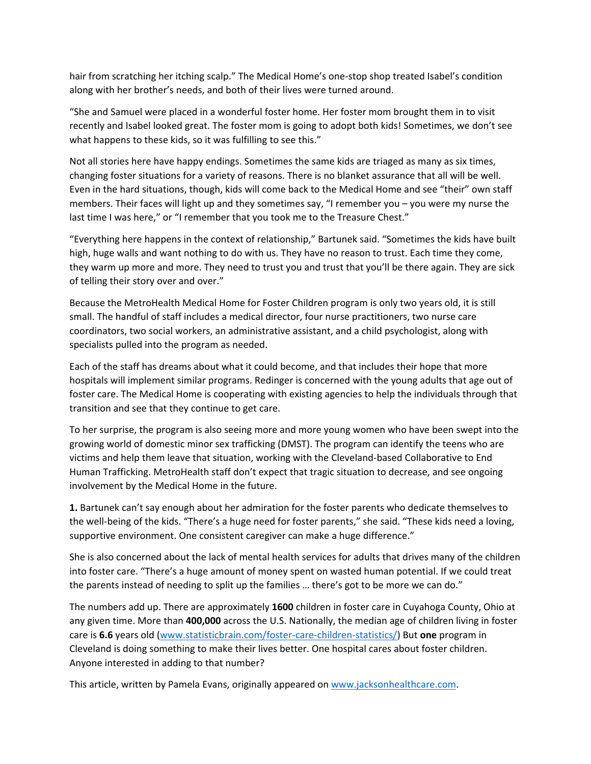hair from scratching her itching scalp." The Medical Home's one-stop shop treated Isabel's condition along with her brother's needs, and both of their lives were turned around.

"She and Samuel were placed in a wonderful foster home. Her foster mom brought them in to visit recently and Isabel looked great. The foster mom is going to adopt both kids! Sometimes, we don't see what happens to these kids, so it was fulfilling to see this."

Not all stories here have happy endings. Sometimes the same kids are triaged as many as six times, changing foster situations for a variety of reasons. There is no blanket assurance that all will be well. Even in the hard situations, though, kids will come back to the Medical Home and see "their" own staff members. Their faces will light up and they sometimes say, "I remember you – you were my nurse the last time I was here," or "I remember that you took me to the Treasure Chest."

"Everything here happens in the context of relationship," Bartunek said. "Sometimes the kids have built high, huge walls and want nothing to do with us. They have no reason to trust. Each time they come, they warm up more and more. They need to trust you and trust that you'll be there again. They are sick of telling their story over and over."

Because the MetroHealth Medical Home for Foster Children program is only two years old, it is still small. The handful of staff includes a medical director, four nurse practitioners, two nurse care coordinators, two social workers, an administrative assistant, and a child psychologist, along with specialists pulled into the program as needed.

Each of the staff has dreams about what it could become, and that includes their hope that more hospitals will implement similar programs. Redinger is concerned with the young adults that age out of foster care. The Medical Home is cooperating with existing agencies to help the individuals through that transition and see that they continue to get care.

To her surprise, the program is also seeing more and more young women who have been swept into the growing world of domestic minor sex trafficking (DMST). The program can identify the teens who are victims and help them leave that situation, working with the Cleveland-based Collaborative to End Human Trafficking. MetroHealth staff don't expect that tragic situation to decrease, and see ongoing involvement by the Medical Home in the future.

**1.** Bartunek can't say enough about her admiration for the foster parents who dedicate themselves to the well-being of the kids. "There's a huge need for foster parents," she said. "These kids need a loving, supportive environment. One consistent caregiver can make a huge difference."

She is also concerned about the lack of mental health services for adults that drives many of the children into foster care. "There's a huge amount of money spent on wasted human potential. If we could treat the parents instead of needing to split up the families … there's got to be more we can do."

The numbers add up. There are approximately **1600** children in foster care in Cuyahoga County, Ohio at any given time. More than **400,000** across the U.S. Nationally, the median age of children living in foster care is **6.6** years old (www.statisticbrain.com/foster-care-children-statistics/) But **one** program in Cleveland is doing something to make their lives better. One hospital cares about foster children. Anyone interested in adding to that number?

This article, written by Pamela Evans, originally appeared on www.jacksonhealthcare.com.